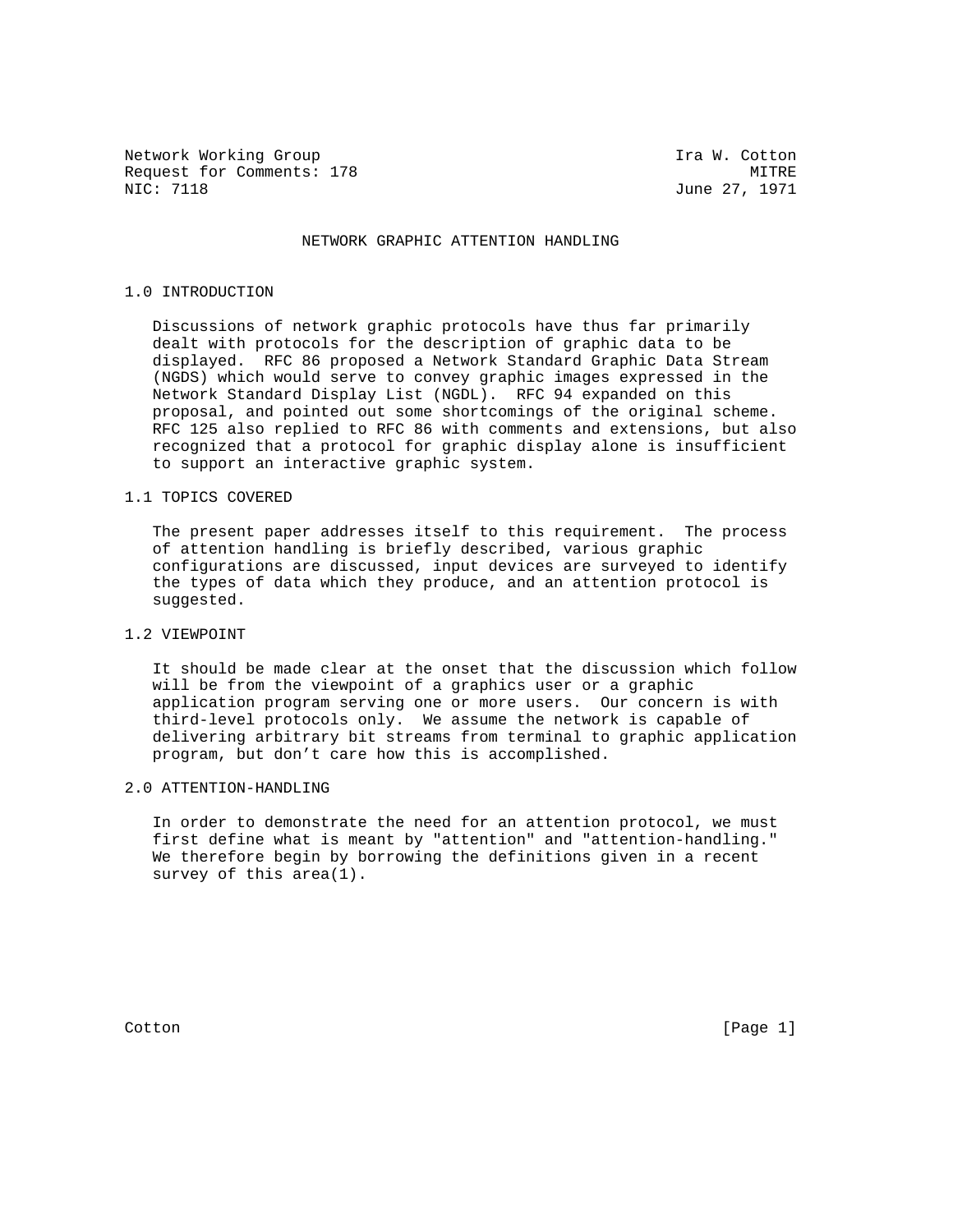Network Working Group Ira W. Cotton
Request for Comments: 178 MITRE
NIC: 7118 June 27, 1971

# NETWORK GRAPHIC ATTENTION HANDLING

## 1.0 INTRODUCTION

Discussions of network graphic protocols have thus far primarily dealt with protocols for the description of graphic data to be displayed. RFC 86 proposed a Network Standard Graphic Data Stream (NGDS) which would serve to convey graphic images expressed in the Network Standard Display List (NGDL). RFC 94 expanded on this proposal, and pointed out some shortcomings of the original scheme. RFC 125 also replied to RFC 86 with comments and extensions, but also recognized that a protocol for graphic display alone is insufficient to support an interactive graphic system.

## 1.1 TOPICS COVERED

The present paper addresses itself to this requirement. The process of attention handling is briefly described, various graphic configurations are discussed, input devices are surveyed to identify the types of data which they produce, and an attention protocol is suggested.

## 1.2 VIEWPOINT

It should be made clear at the onset that the discussion which follow will be from the viewpoint of a graphics user or a graphic application program serving one or more users. Our concern is with third-level protocols only. We assume the network is capable of delivering arbitrary bit streams from terminal to graphic application program, but don’t care how this is accomplished.

## 2.0 ATTENTION-HANDLING

In order to demonstrate the need for an attention protocol, we must first define what is meant by "attention" and "attention-handling." We therefore begin by borrowing the definitions given in a recent survey of this area(1).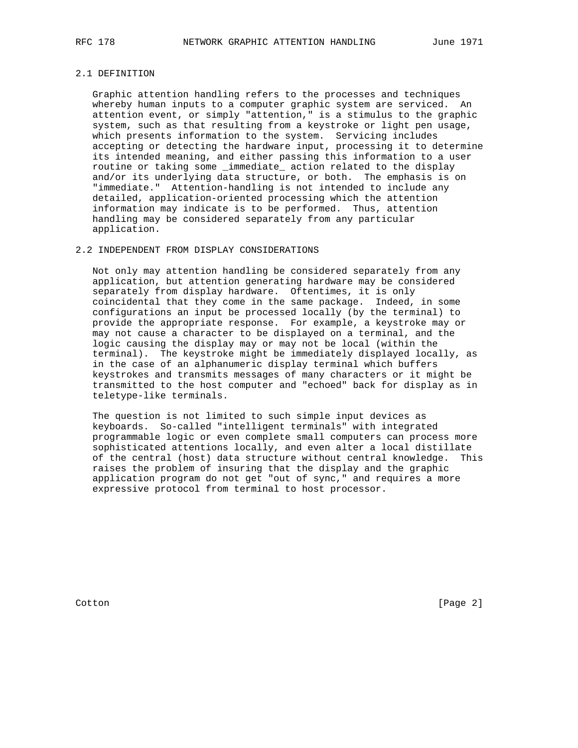## 2.1 DEFINITION

Graphic attention handling refers to the processes and techniques whereby human inputs to a computer graphic system are serviced. An attention event, or simply "attention," is a stimulus to the graphic system, such as that resulting from a keystroke or light pen usage, which presents information to the system. Servicing includes accepting or detecting the hardware input, processing it to determine its intended meaning, and either passing this information to a user routine or taking some _immediate_ action related to the display and/or its underlying data structure, or both. The emphasis is on "immediate." Attention-handling is not intended to include any detailed, application-oriented processing which the attention information may indicate is to be performed. Thus, attention handling may be considered separately from any particular application.

## 2.2 INDEPENDENT FROM DISPLAY CONSIDERATIONS

Not only may attention handling be considered separately from any application, but attention generating hardware may be considered separately from display hardware. Oftentimes, it is only coincidental that they come in the same package. Indeed, in some configurations an input be processed locally (by the terminal) to provide the appropriate response. For example, a keystroke may or may not cause a character to be displayed on a terminal, and the logic causing the display may or may not be local (within the terminal). The keystroke might be immediately displayed locally, as in the case of an alphanumeric display terminal which buffers keystrokes and transmits messages of many characters or it might be transmitted to the host computer and "echoed" back for display as in teletype-like terminals.

The question is not limited to such simple input devices as keyboards. So-called "intelligent terminals" with integrated programmable logic or even complete small computers can process more sophisticated attentions locally, and even alter a local distillate of the central (host) data structure without central knowledge. This raises the problem of insuring that the display and the graphic application program do not get "out of sync," and requires a more expressive protocol from terminal to host processor.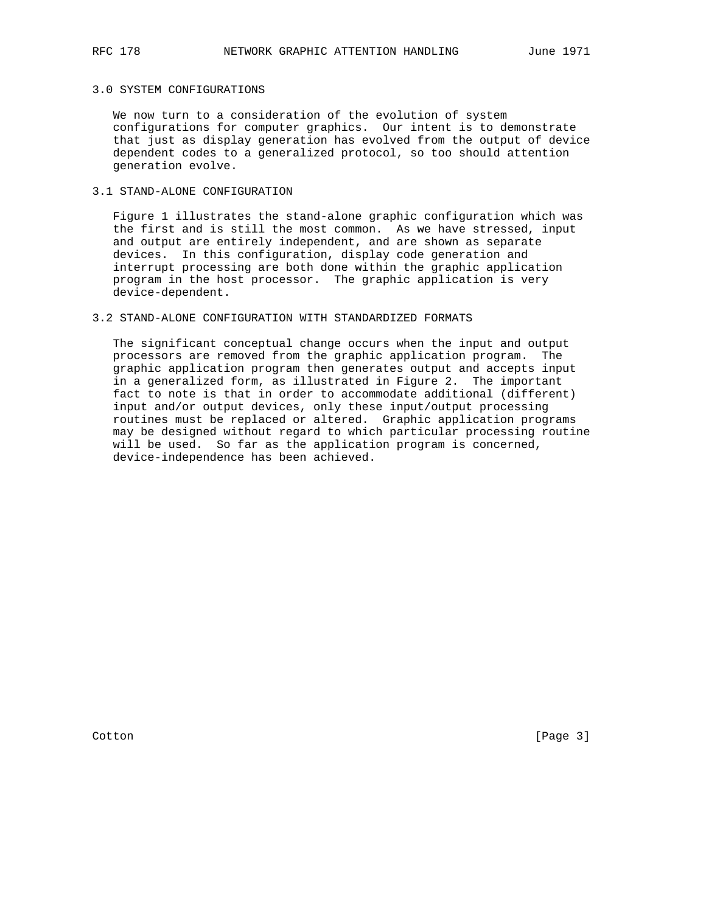## 3.0 SYSTEM CONFIGURATIONS

We now turn to a consideration of the evolution of system configurations for computer graphics. Our intent is to demonstrate that just as display generation has evolved from the output of device dependent codes to a generalized protocol, so too should attention generation evolve.

### 3.1 STAND-ALONE CONFIGURATION

Figure 1 illustrates the stand-alone graphic configuration which was the first and is still the most common. As we have stressed, input and output are entirely independent, and are shown as separate devices. In this configuration, display code generation and interrupt processing are both done within the graphic application program in the host processor. The graphic application is very device-dependent.

### 3.2 STAND-ALONE CONFIGURATION WITH STANDARDIZED FORMATS

The significant conceptual change occurs when the input and output processors are removed from the graphic application program. The graphic application program then generates output and accepts input in a generalized form, as illustrated in Figure 2. The important fact to note is that in order to accommodate additional (different) input and/or output devices, only these input/output processing routines must be replaced or altered. Graphic application programs may be designed without regard to which particular processing routine will be used. So far as the application program is concerned, device-independence has been achieved.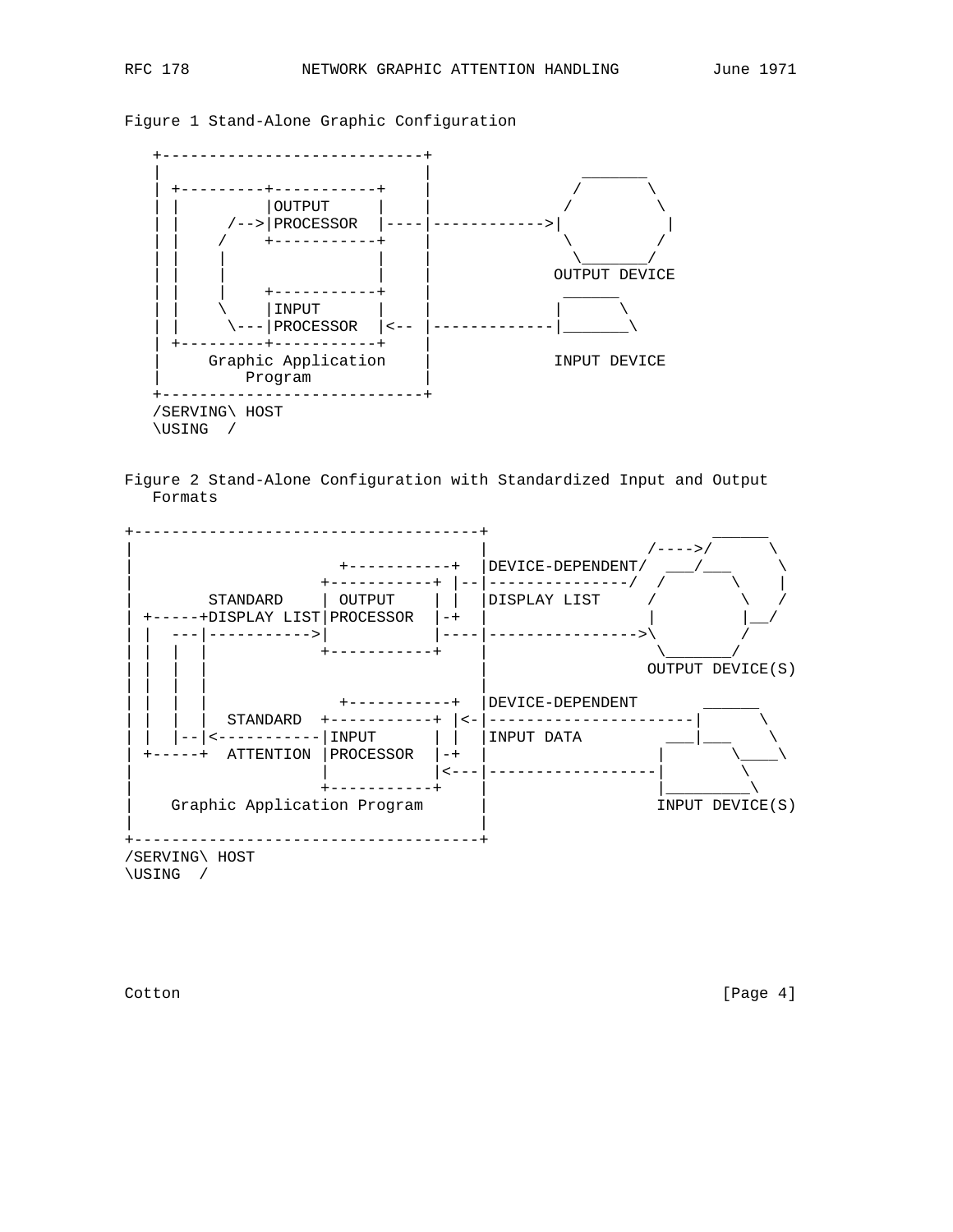Figure 1 Stand-Alone Graphic Configuration

```
   +----------------------------+
   |                            |              _______
   | +---------+-----------+    |             /       \
   | |         |OUTPUT     |    |            /         \
   | |     /-->|PROCESSOR  |----|------------>|          |
   | |    /    +-----------+    |            \         /
   | |    |                |    |             \_______/
   | |    |                |    |           OUTPUT DEVICE
   | |    |    +-----------+    |            ______
   | |    \    |INPUT      |    |           |      \
   | |     \---|PROCESSOR  |<-- |-------------|_______\
   | +---------+-----------+    |
   |     Graphic Application    |           INPUT DEVICE
   |         Program            |
   +----------------------------+
   /SERVING\ HOST
   \USING  /
```

Figure 2 Stand-Alone Configuration with Standardized Input and Output
   Formats

```
+-------------------------------------+                  ______
|                                     |              /---->/      \
|                    +-----------+    |DEVICE-DEPENDENT/  ___/___     \
|                  +-----------+ |--|---------------/  /       \    |
|        STANDARD    | OUTPUT    | |  |DISPLAY LIST     /         \   /
| +-----+DISPLAY LIST|PROCESSOR  |-+  |                |         |__/
| |  ---|----------->|           |----|---------------->\        /
| |  |  |            +-----------+    |                  \_______/
| |  |  |                             |                OUTPUT DEVICE(S)
| |  |  |                             |
| |  |  |              +-----------+  |DEVICE-DEPENDENT       ______
| |  |  |  STANDARD  +-----------+ |<-|----------------------|      \
| |  |--|<-----------|INPUT      | |  |INPUT DATA         ___|___     \
| +-----+  ATTENTION |PROCESSOR  |-+  |                  |       \____\
|                    |           |<---|------------------|        \
|                    +-----------+    |                  |_________\
|    Graphic Application Program      |                 INPUT DEVICE(S)
|                                     |
+-------------------------------------+
/SERVING\ HOST
\USING  /
```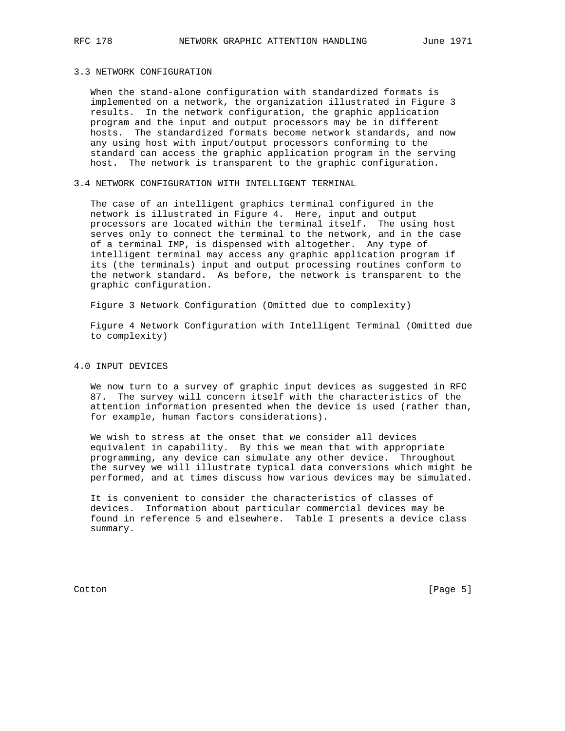### 3.3 NETWORK CONFIGURATION

When the stand-alone configuration with standardized formats is implemented on a network, the organization illustrated in Figure 3 results. In the network configuration, the graphic application program and the input and output processors may be in different hosts. The standardized formats become network standards, and now any using host with input/output processors conforming to the standard can access the graphic application program in the serving host. The network is transparent to the graphic configuration.

### 3.4 NETWORK CONFIGURATION WITH INTELLIGENT TERMINAL

The case of an intelligent graphics terminal configured in the network is illustrated in Figure 4. Here, input and output processors are located within the terminal itself. The using host serves only to connect the terminal to the network, and in the case of a terminal IMP, is dispensed with altogether. Any type of intelligent terminal may access any graphic application program if its (the terminals) input and output processing routines conform to the network standard. As before, the network is transparent to the graphic configuration.

Figure 3 Network Configuration (Omitted due to complexity)

Figure 4 Network Configuration with Intelligent Terminal (Omitted due to complexity)

## 4.0 INPUT DEVICES

We now turn to a survey of graphic input devices as suggested in RFC 87. The survey will concern itself with the characteristics of the attention information presented when the device is used (rather than, for example, human factors considerations).

We wish to stress at the onset that we consider all devices equivalent in capability. By this we mean that with appropriate programming, any device can simulate any other device. Throughout the survey we will illustrate typical data conversions which might be performed, and at times discuss how various devices may be simulated.

It is convenient to consider the characteristics of classes of devices. Information about particular commercial devices may be found in reference 5 and elsewhere. Table I presents a device class summary.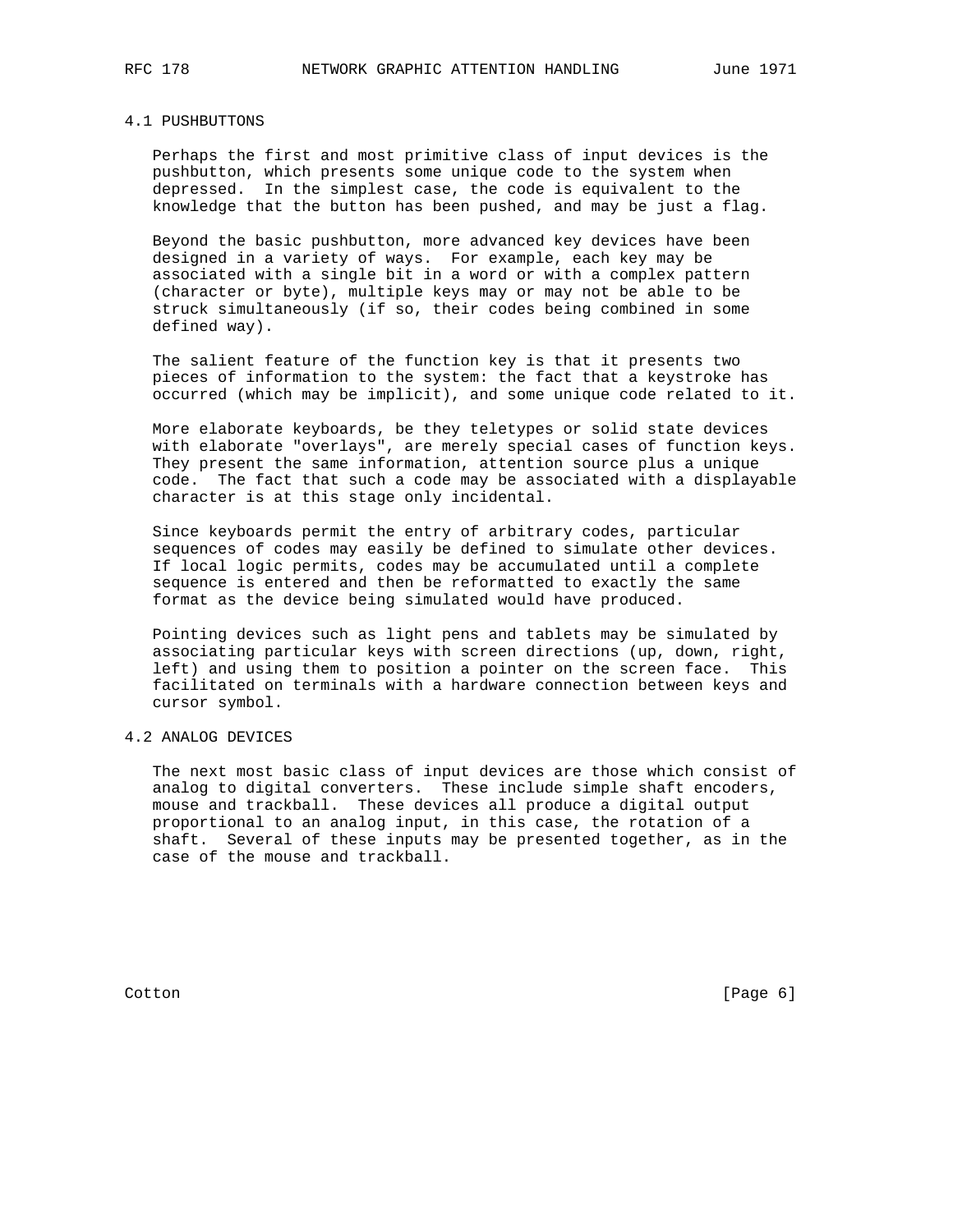### 4.1 PUSHBUTTONS

Perhaps the first and most primitive class of input devices is the pushbutton, which presents some unique code to the system when depressed. In the simplest case, the code is equivalent to the knowledge that the button has been pushed, and may be just a flag.

Beyond the basic pushbutton, more advanced key devices have been designed in a variety of ways. For example, each key may be associated with a single bit in a word or with a complex pattern (character or byte), multiple keys may or may not be able to be struck simultaneously (if so, their codes being combined in some defined way).

The salient feature of the function key is that it presents two pieces of information to the system: the fact that a keystroke has occurred (which may be implicit), and some unique code related to it.

More elaborate keyboards, be they teletypes or solid state devices with elaborate "overlays", are merely special cases of function keys. They present the same information, attention source plus a unique code. The fact that such a code may be associated with a displayable character is at this stage only incidental.

Since keyboards permit the entry of arbitrary codes, particular sequences of codes may easily be defined to simulate other devices. If local logic permits, codes may be accumulated until a complete sequence is entered and then be reformatted to exactly the same format as the device being simulated would have produced.

Pointing devices such as light pens and tablets may be simulated by associating particular keys with screen directions (up, down, right, left) and using them to position a pointer on the screen face. This facilitated on terminals with a hardware connection between keys and cursor symbol.

### 4.2 ANALOG DEVICES

The next most basic class of input devices are those which consist of analog to digital converters. These include simple shaft encoders, mouse and trackball. These devices all produce a digital output proportional to an analog input, in this case, the rotation of a shaft. Several of these inputs may be presented together, as in the case of the mouse and trackball.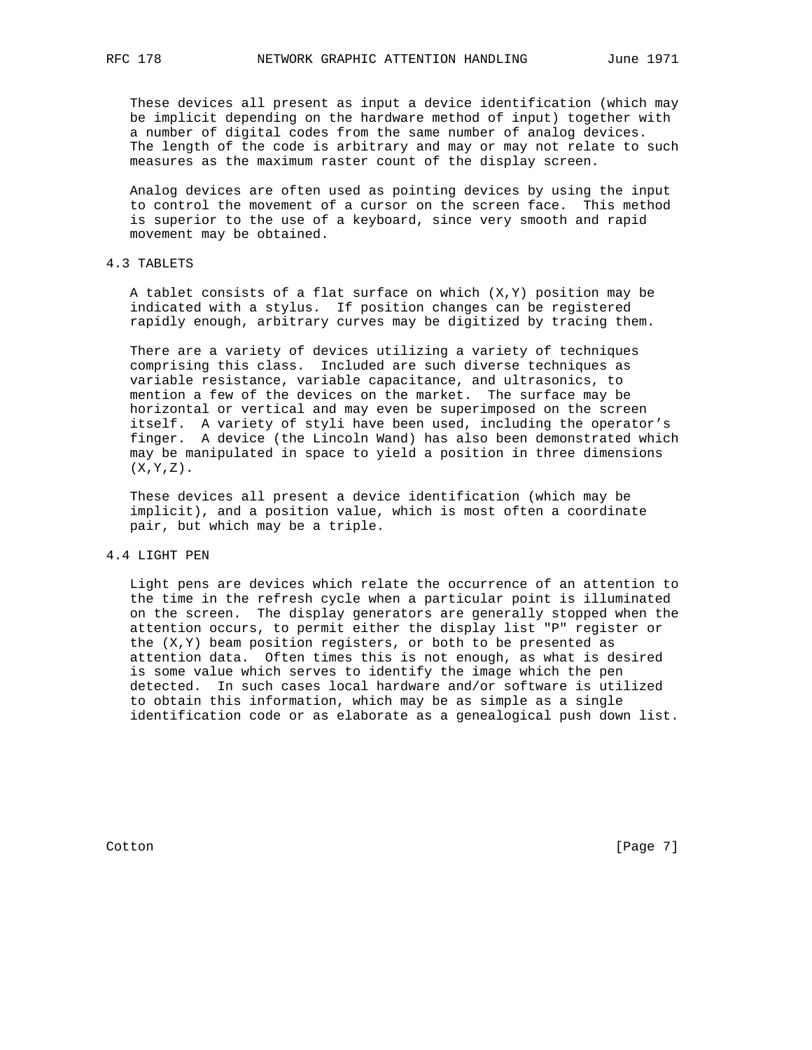These devices all present as input a device identification (which may be implicit depending on the hardware method of input) together with a number of digital codes from the same number of analog devices. The length of the code is arbitrary and may or may not relate to such measures as the maximum raster count of the display screen.

Analog devices are often used as pointing devices by using the input to control the movement of a cursor on the screen face. This method is superior to the use of a keyboard, since very smooth and rapid movement may be obtained.

## 4.3 TABLETS

A tablet consists of a flat surface on which (X,Y) position may be indicated with a stylus. If position changes can be registered rapidly enough, arbitrary curves may be digitized by tracing them.

There are a variety of devices utilizing a variety of techniques comprising this class. Included are such diverse techniques as variable resistance, variable capacitance, and ultrasonics, to mention a few of the devices on the market. The surface may be horizontal or vertical and may even be superimposed on the screen itself. A variety of styli have been used, including the operator's finger. A device (the Lincoln Wand) has also been demonstrated which may be manipulated in space to yield a position in three dimensions (X,Y,Z).

These devices all present a device identification (which may be implicit), and a position value, which is most often a coordinate pair, but which may be a triple.

## 4.4 LIGHT PEN

Light pens are devices which relate the occurrence of an attention to the time in the refresh cycle when a particular point is illuminated on the screen. The display generators are generally stopped when the attention occurs, to permit either the display list "P" register or the (X,Y) beam position registers, or both to be presented as attention data. Often times this is not enough, as what is desired is some value which serves to identify the image which the pen detected. In such cases local hardware and/or software is utilized to obtain this information, which may be as simple as a single identification code or as elaborate as a genealogical push down list.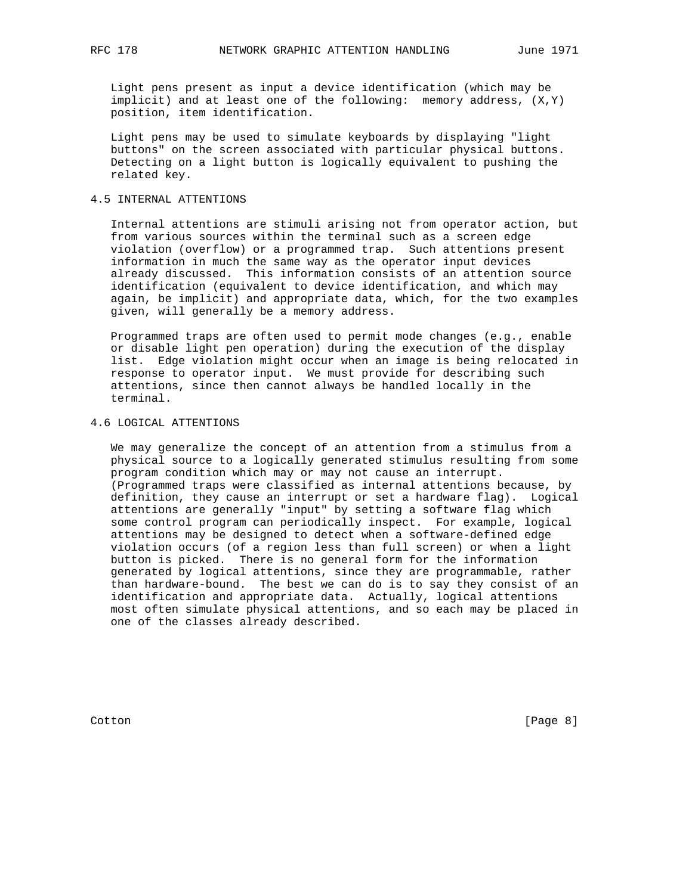Light pens present as input a device identification (which may be implicit) and at least one of the following: memory address, (X,Y) position, item identification.

Light pens may be used to simulate keyboards by displaying "light buttons" on the screen associated with particular physical buttons. Detecting on a light button is logically equivalent to pushing the related key.

### 4.5 INTERNAL ATTENTIONS

Internal attentions are stimuli arising not from operator action, but from various sources within the terminal such as a screen edge violation (overflow) or a programmed trap. Such attentions present information in much the same way as the operator input devices already discussed. This information consists of an attention source identification (equivalent to device identification, and which may again, be implicit) and appropriate data, which, for the two examples given, will generally be a memory address.

Programmed traps are often used to permit mode changes (e.g., enable or disable light pen operation) during the execution of the display list. Edge violation might occur when an image is being relocated in response to operator input. We must provide for describing such attentions, since then cannot always be handled locally in the terminal.

### 4.6 LOGICAL ATTENTIONS

We may generalize the concept of an attention from a stimulus from a physical source to a logically generated stimulus resulting from some program condition which may or may not cause an interrupt. (Programmed traps were classified as internal attentions because, by definition, they cause an interrupt or set a hardware flag). Logical attentions are generally "input" by setting a software flag which some control program can periodically inspect. For example, logical attentions may be designed to detect when a software-defined edge violation occurs (of a region less than full screen) or when a light button is picked. There is no general form for the information generated by logical attentions, since they are programmable, rather than hardware-bound. The best we can do is to say they consist of an identification and appropriate data. Actually, logical attentions most often simulate physical attentions, and so each may be placed in one of the classes already described.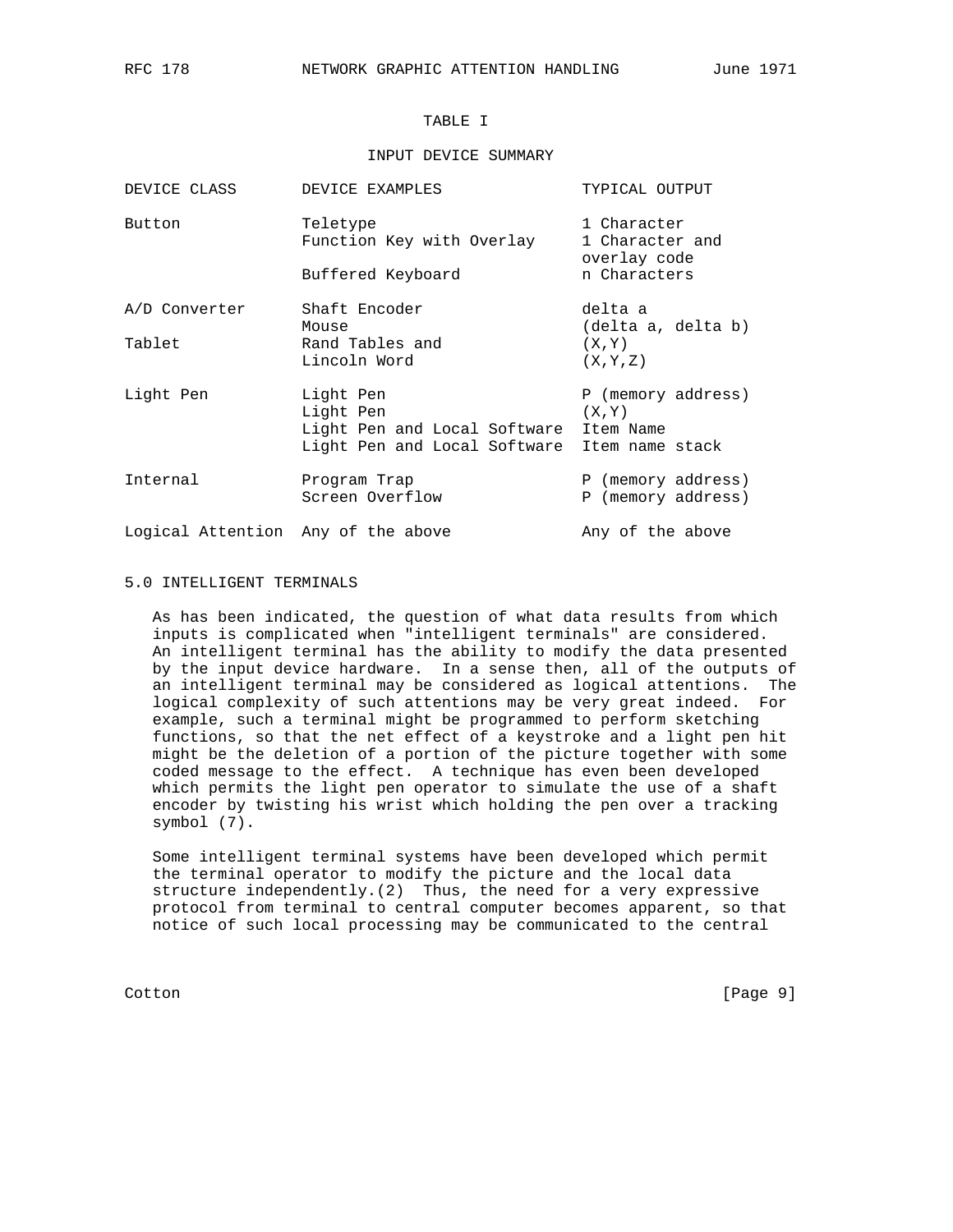TABLE I

INPUT DEVICE SUMMARY

| DEVICE CLASS | DEVICE EXAMPLES | TYPICAL OUTPUT |
|---|---|---|
| Button | Teletype | 1 Character |
| | Function Key with Overlay | 1 Character and overlay code |
| | Buffered Keyboard | n Characters |
| A/D Converter | Shaft Encoder | delta a |
| | Mouse | (delta a, delta b) |
| Tablet | Rand Tables and | (X,Y) |
| | Lincoln Word | (X,Y,Z) |
| Light Pen | Light Pen | P (memory address) |
| | Light Pen | (X,Y) |
| | Light Pen and Local Software | Item Name |
| | Light Pen and Local Software | Item name stack |
| Internal | Program Trap | P (memory address) |
| | Screen Overflow | P (memory address) |
| Logical Attention | Any of the above | Any of the above |

## 5.0 INTELLIGENT TERMINALS

As has been indicated, the question of what data results from which inputs is complicated when "intelligent terminals" are considered. An intelligent terminal has the ability to modify the data presented by the input device hardware. In a sense then, all of the outputs of an intelligent terminal may be considered as logical attentions. The logical complexity of such attentions may be very great indeed. For example, such a terminal might be programmed to perform sketching functions, so that the net effect of a keystroke and a light pen hit might be the deletion of a portion of the picture together with some coded message to the effect. A technique has even been developed which permits the light pen operator to simulate the use of a shaft encoder by twisting his wrist which holding the pen over a tracking symbol (7).

Some intelligent terminal systems have been developed which permit the terminal operator to modify the picture and the local data structure independently.(2) Thus, the need for a very expressive protocol from terminal to central computer becomes apparent, so that notice of such local processing may be communicated to the central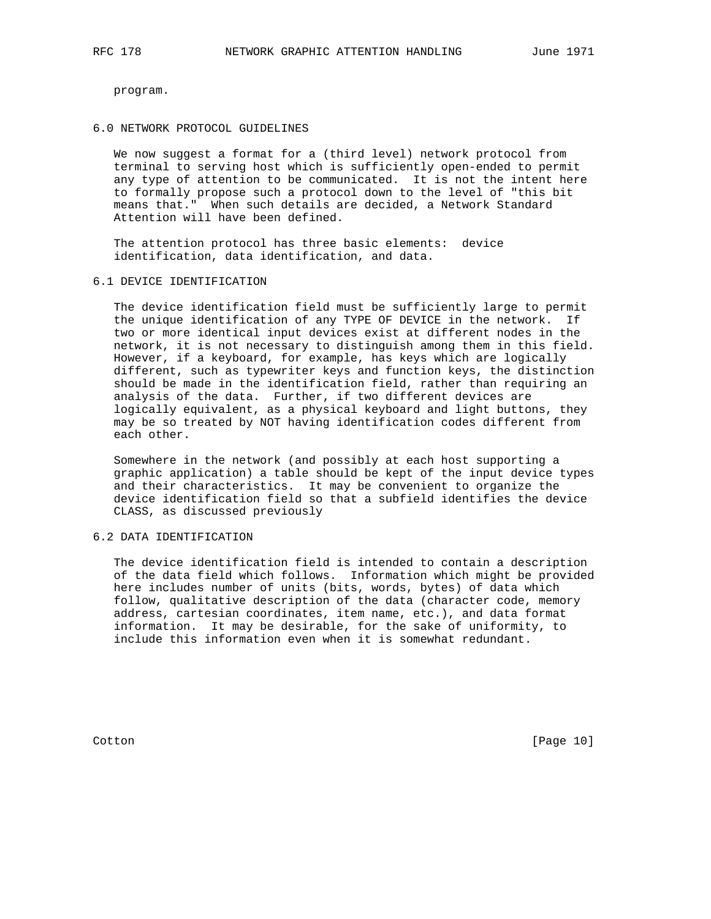program.

## 6.0 NETWORK PROTOCOL GUIDELINES

We now suggest a format for a (third level) network protocol from terminal to serving host which is sufficiently open-ended to permit any type of attention to be communicated. It is not the intent here to formally propose such a protocol down to the level of "this bit means that." When such details are decided, a Network Standard Attention will have been defined.

The attention protocol has three basic elements: device identification, data identification, and data.

### 6.1 DEVICE IDENTIFICATION

The device identification field must be sufficiently large to permit the unique identification of any TYPE OF DEVICE in the network. If two or more identical input devices exist at different nodes in the network, it is not necessary to distinguish among them in this field. However, if a keyboard, for example, has keys which are logically different, such as typewriter keys and function keys, the distinction should be made in the identification field, rather than requiring an analysis of the data. Further, if two different devices are logically equivalent, as a physical keyboard and light buttons, they may be so treated by NOT having identification codes different from each other.

Somewhere in the network (and possibly at each host supporting a graphic application) a table should be kept of the input device types and their characteristics. It may be convenient to organize the device identification field so that a subfield identifies the device CLASS, as discussed previously

### 6.2 DATA IDENTIFICATION

The device identification field is intended to contain a description of the data field which follows. Information which might be provided here includes number of units (bits, words, bytes) of data which follow, qualitative description of the data (character code, memory address, cartesian coordinates, item name, etc.), and data format information. It may be desirable, for the sake of uniformity, to include this information even when it is somewhat redundant.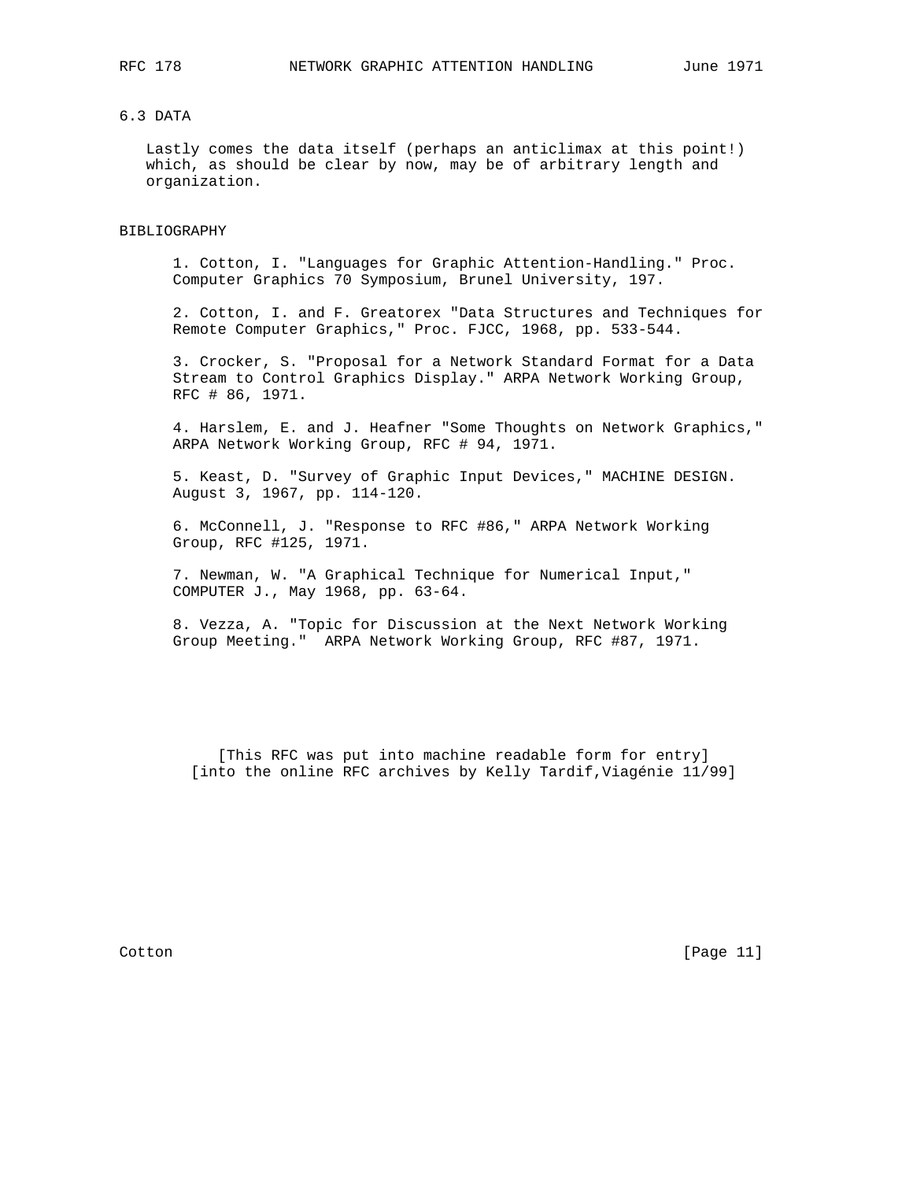## 6.3 DATA

Lastly comes the data itself (perhaps an anticlimax at this point!) which, as should be clear by now, may be of arbitrary length and organization.

## BIBLIOGRAPHY

1. Cotton, I. "Languages for Graphic Attention-Handling." Proc. Computer Graphics 70 Symposium, Brunel University, 197.

2. Cotton, I. and F. Greatorex "Data Structures and Techniques for Remote Computer Graphics," Proc. FJCC, 1968, pp. 533-544.

3. Crocker, S. "Proposal for a Network Standard Format for a Data Stream to Control Graphics Display." ARPA Network Working Group, RFC # 86, 1971.

4. Harslem, E. and J. Heafner "Some Thoughts on Network Graphics," ARPA Network Working Group, RFC # 94, 1971.

5. Keast, D. "Survey of Graphic Input Devices," MACHINE DESIGN. August 3, 1967, pp. 114-120.

6. McConnell, J. "Response to RFC #86," ARPA Network Working Group, RFC #125, 1971.

7. Newman, W. "A Graphical Technique for Numerical Input," COMPUTER J., May 1968, pp. 63-64.

8. Vezza, A. "Topic for Discussion at the Next Network Working Group Meeting." ARPA Network Working Group, RFC #87, 1971.

[This RFC was put into machine readable form for entry]
[into the online RFC archives by Kelly Tardif,Viagénie 11/99]